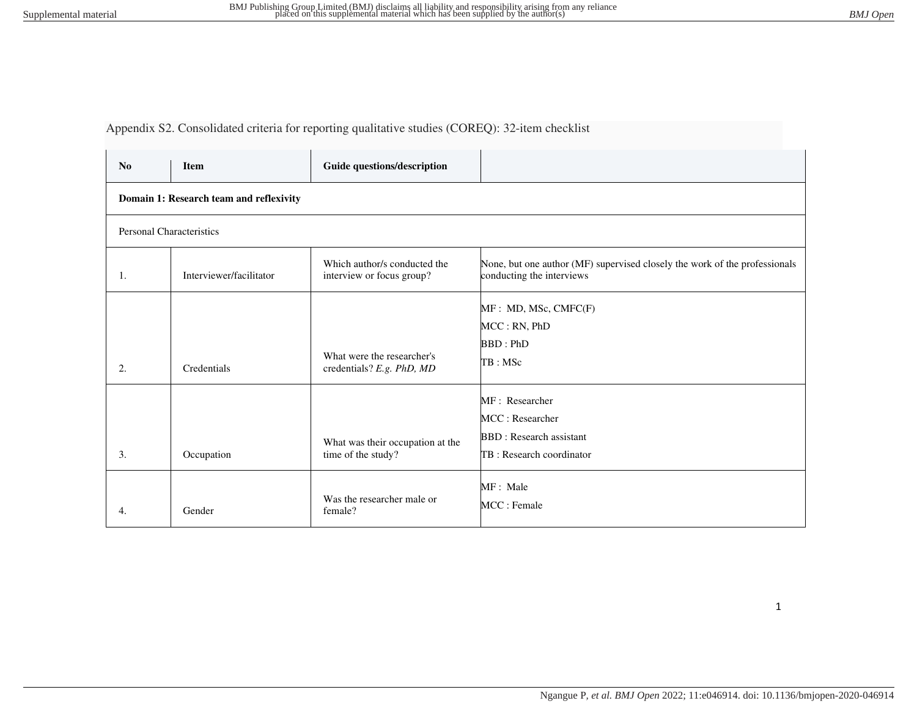Appendix S2. Consolidated criteria for reporting qualitative studies (COREQ): 32-item checklist

| No | Item | Guide questions/description | |
|---|---|---|---|
| **Domain 1: Research team and reflexivity** | | | |
| Personal Characteristics | | | |
| 1. | Interviewer/facilitator | Which author/s conducted the interview or focus group? | None, but one author (MF) supervised closely the work of the professionals conducting the interviews |
| 2. | Credentials | What were the researcher's credentials? *E.g. PhD, MD* | MF : MD, MSc, CMFC(F)<br>MCC : RN, PhD<br>BBD : PhD<br>TB : MSc |
| 3. | Occupation | What was their occupation at the time of the study? | MF : Researcher<br>MCC : Researcher<br>BBD : Research assistant<br>TB : Research coordinator |
| 4. | Gender | Was the researcher male or female? | MF : Male<br>MCC : Female |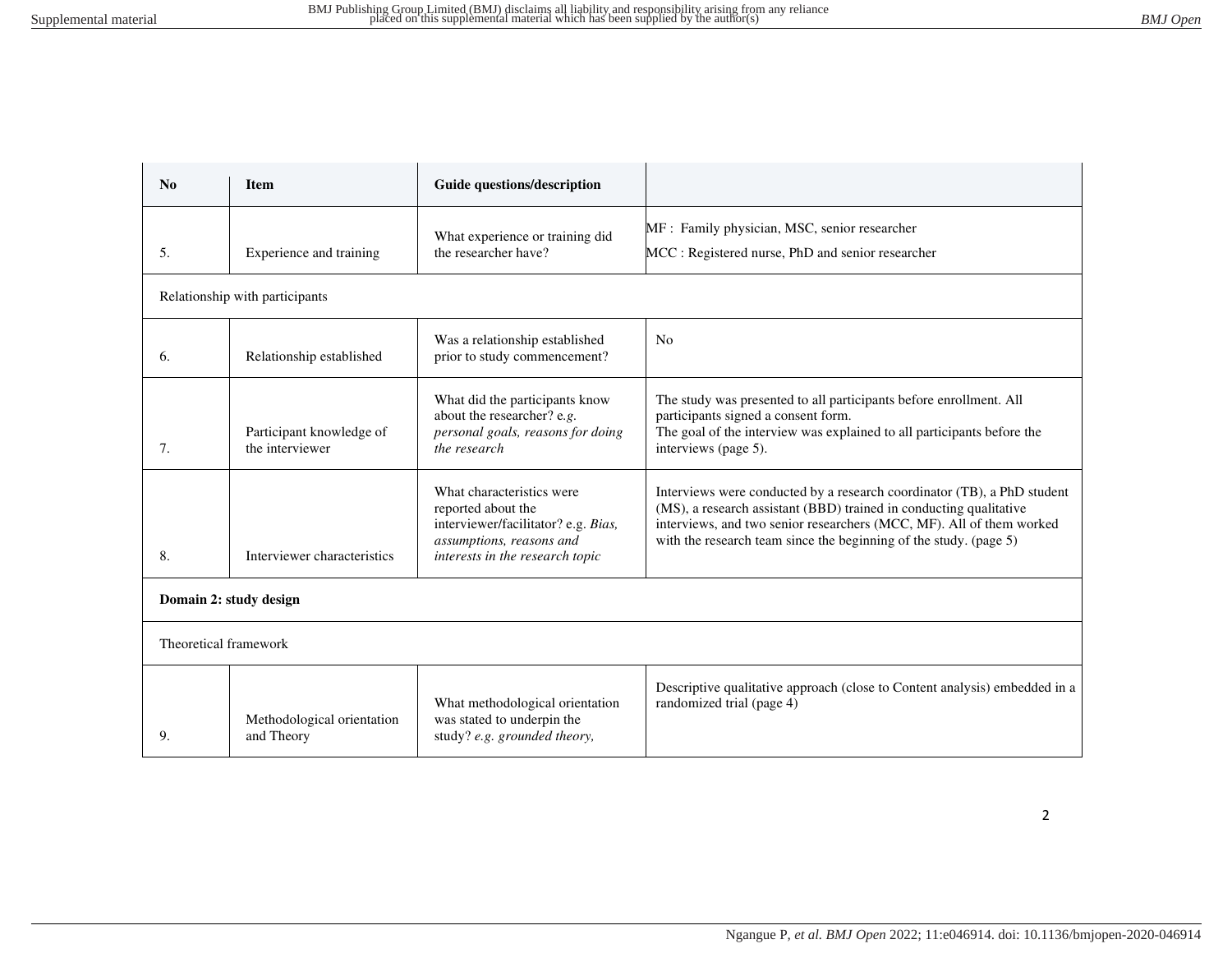| No | Item | Guide questions/description | |
|---|---|---|---|
| 5. | Experience and training | What experience or training did the researcher have? | MF : Family physician, MSC, senior researcher<br>MCC : Registered nurse, PhD and senior researcher |
| Relationship with participants | | | |
| 6. | Relationship established | Was a relationship established prior to study commencement? | No |
| 7. | Participant knowledge of the interviewer | What did the participants know about the researcher? e.*g. personal goals, reasons for doing the research* | The study was presented to all participants before enrollment. All participants signed a consent form.<br>The goal of the interview was explained to all participants before the interviews (page 5). |
| 8. | Interviewer characteristics | What characteristics were reported about the interviewer/facilitator? e.g. *Bias, assumptions, reasons and interests in the research topic* | Interviews were conducted by a research coordinator (TB), a PhD student (MS), a research assistant (BBD) trained in conducting qualitative interviews, and two senior researchers (MCC, MF). All of them worked with the research team since the beginning of the study. (page 5) |
| **Domain 2: study design** | | | |
| Theoretical framework | | | |
| 9. | Methodological orientation and Theory | What methodological orientation was stated to underpin the study? *e.g. grounded theory,* | Descriptive qualitative approach (close to Content analysis) embedded in a randomized trial (page 4) |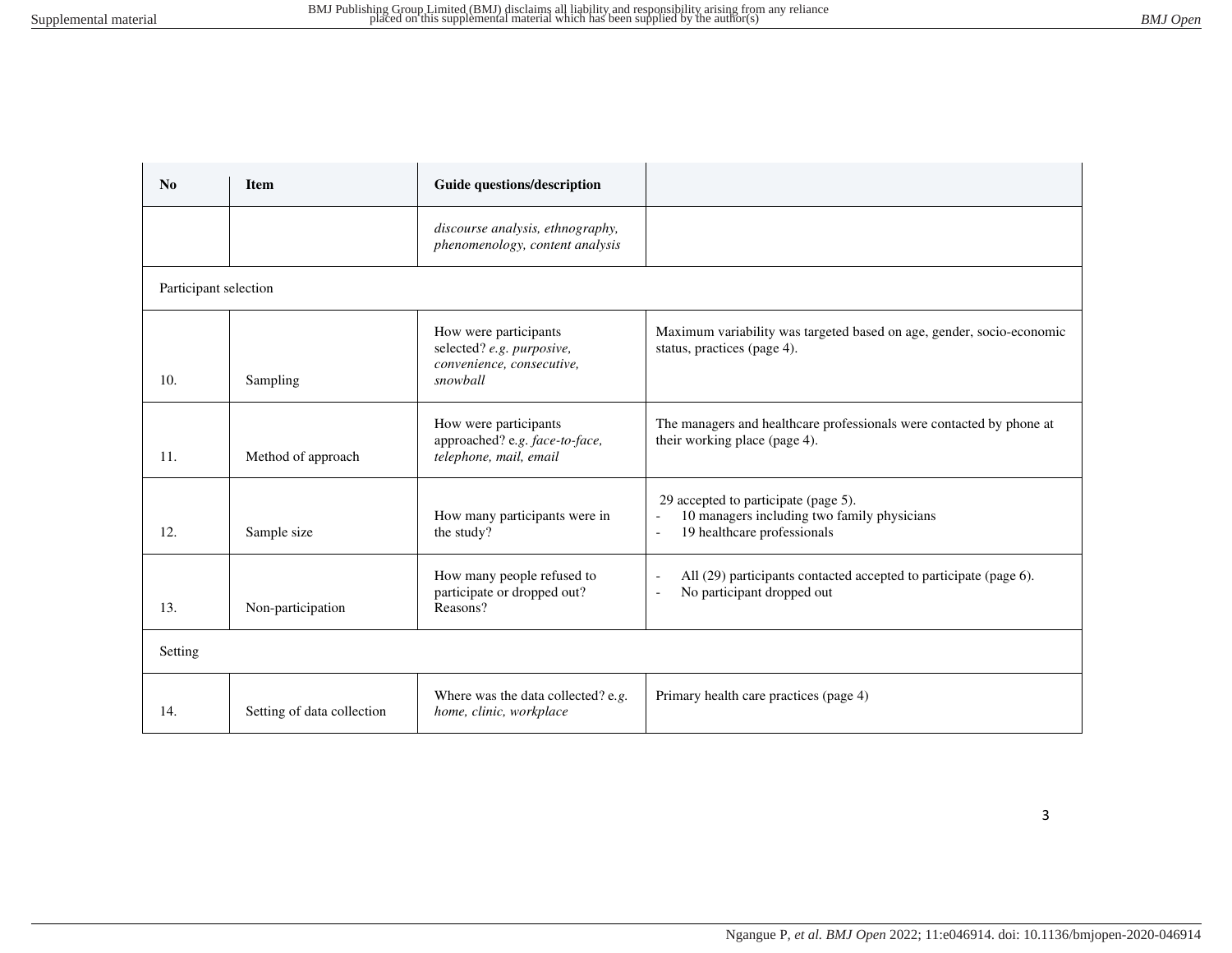| No | Item | Guide questions/description | |
|---|---|---|---|
| | | *discourse analysis, ethnography, phenomenology, content analysis* | |
| Participant selection | | | |
| 10. | Sampling | How were participants selected? *e.g. purposive, convenience, consecutive, snowball* | Maximum variability was targeted based on age, gender, socio-economic status, practices (page 4). |
| 11. | Method of approach | How were participants approached? e.*g. face-to-face, telephone, mail, email* | The managers and healthcare professionals were contacted by phone at their working place (page 4). |
| 12. | Sample size | How many participants were in the study? | 29 accepted to participate (page 5).<br>- 10 managers including two family physicians<br>- 19 healthcare professionals |
| 13. | Non-participation | How many people refused to participate or dropped out? Reasons? | - All (29) participants contacted accepted to participate (page 6).<br>- No participant dropped out |
| Setting | | | |
| 14. | Setting of data collection | Where was the data collected? e.*g. home, clinic, workplace* | Primary health care practices (page 4) |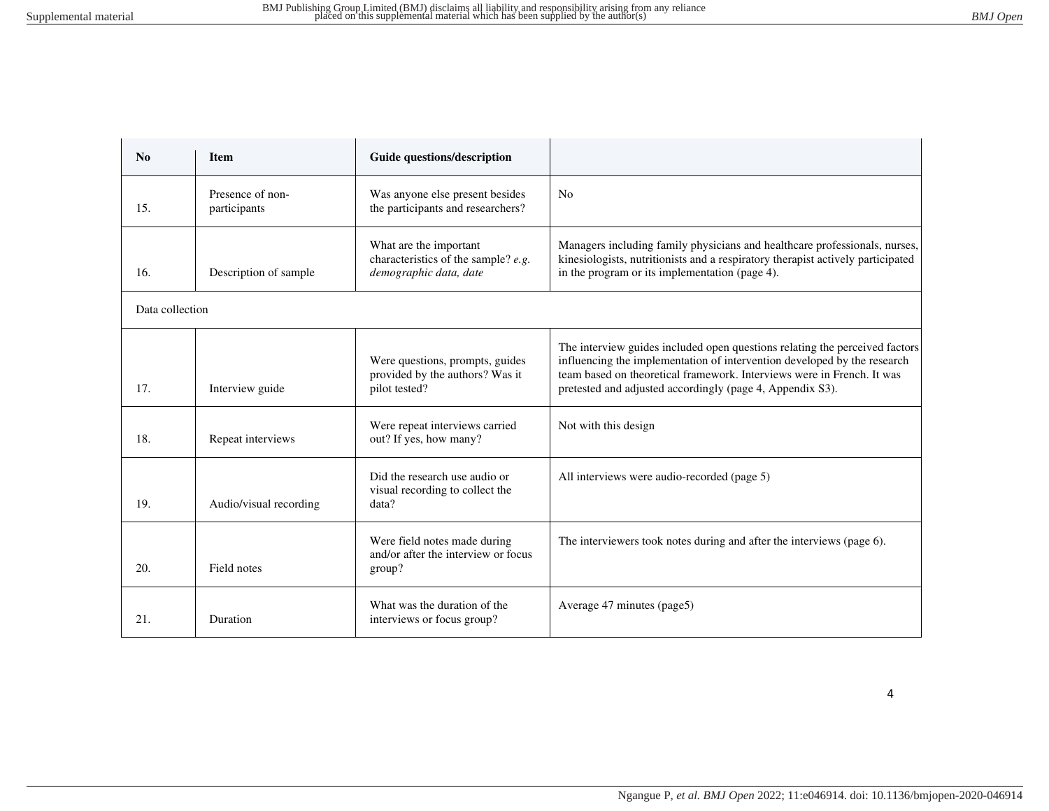| No | Item | Guide questions/description | |
|---|---|---|---|
| 15. | Presence of non-participants | Was anyone else present besides the participants and researchers? | No |
| 16. | Description of sample | What are the important characteristics of the sample? *e.g. demographic data, date* | Managers including family physicians and healthcare professionals, nurses, kinesiologists, nutritionists and a respiratory therapist actively participated in the program or its implementation (page 4). |
| Data collection | | | |
| 17. | Interview guide | Were questions, prompts, guides provided by the authors? Was it pilot tested? | The interview guides included open questions relating the perceived factors influencing the implementation of intervention developed by the research team based on theoretical framework. Interviews were in French. It was pretested and adjusted accordingly (page 4, Appendix S3). |
| 18. | Repeat interviews | Were repeat interviews carried out? If yes, how many? | Not with this design |
| 19. | Audio/visual recording | Did the research use audio or visual recording to collect the data? | All interviews were audio-recorded (page 5) |
| 20. | Field notes | Were field notes made during and/or after the interview or focus group? | The interviewers took notes during and after the interviews (page 6). |
| 21. | Duration | What was the duration of the interviews or focus group? | Average 47 minutes (page5) |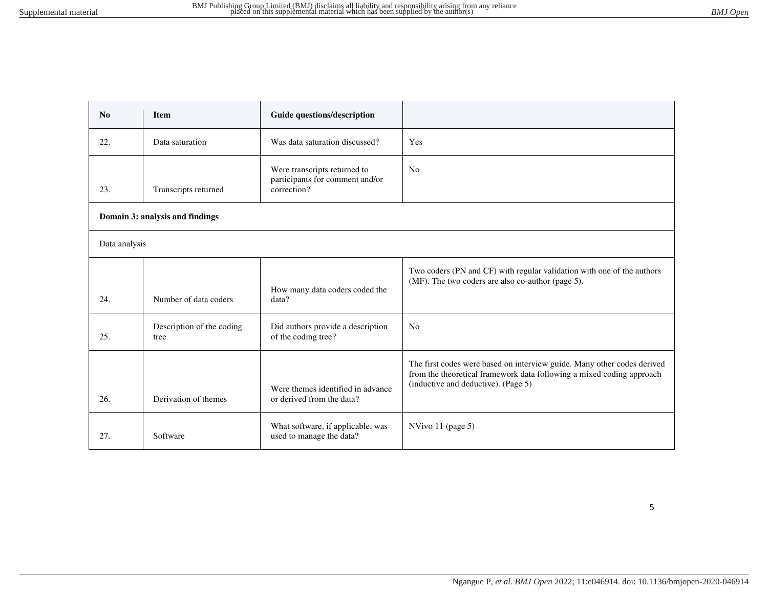| No | Item | Guide questions/description | |
|---|---|---|---|
| 22. | Data saturation | Was data saturation discussed? | Yes |
| 23. | Transcripts returned | Were transcripts returned to participants for comment and/or correction? | No |
| **Domain 3: analysis and findings** | | | |
| Data analysis | | | |
| 24. | Number of data coders | How many data coders coded the data? | Two coders (PN and CF) with regular validation with one of the authors (MF). The two coders are also co-author (page 5). |
| 25. | Description of the coding tree | Did authors provide a description of the coding tree? | No |
| 26. | Derivation of themes | Were themes identified in advance or derived from the data? | The first codes were based on interview guide. Many other codes derived from the theoretical framework data following a mixed coding approach (inductive and deductive). (Page 5) |
| 27. | Software | What software, if applicable, was used to manage the data? | NVivo 11 (page 5) |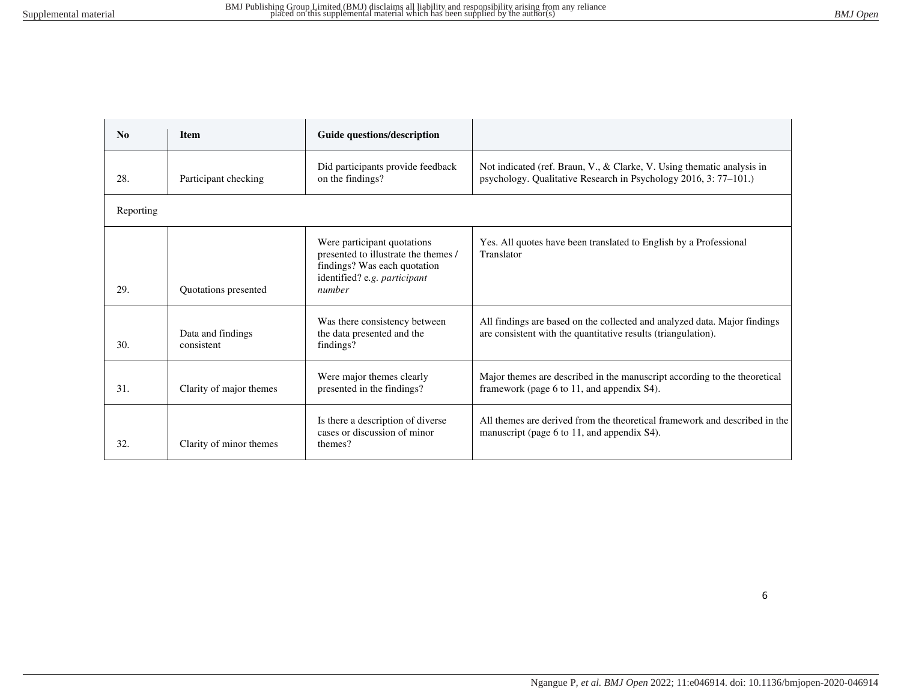| No | Item | Guide questions/description | |
|---|---|---|---|
| 28. | Participant checking | Did participants provide feedback on the findings? | Not indicated (ref. Braun, V., & Clarke, V. Using thematic analysis in psychology. Qualitative Research in Psychology 2016, 3: 77–101.) |
| Reporting | | | |
| 29. | Quotations presented | Were participant quotations presented to illustrate the themes / findings? Was each quotation identified? e*.g. participant number* | Yes. All quotes have been translated to English by a Professional Translator |
| 30. | Data and findings consistent | Was there consistency between the data presented and the findings? | All findings are based on the collected and analyzed data. Major findings are consistent with the quantitative results (triangulation). |
| 31. | Clarity of major themes | Were major themes clearly presented in the findings? | Major themes are described in the manuscript according to the theoretical framework (page 6 to 11, and appendix S4). |
| 32. | Clarity of minor themes | Is there a description of diverse cases or discussion of minor themes? | All themes are derived from the theoretical framework and described in the manuscript (page 6 to 11, and appendix S4). |